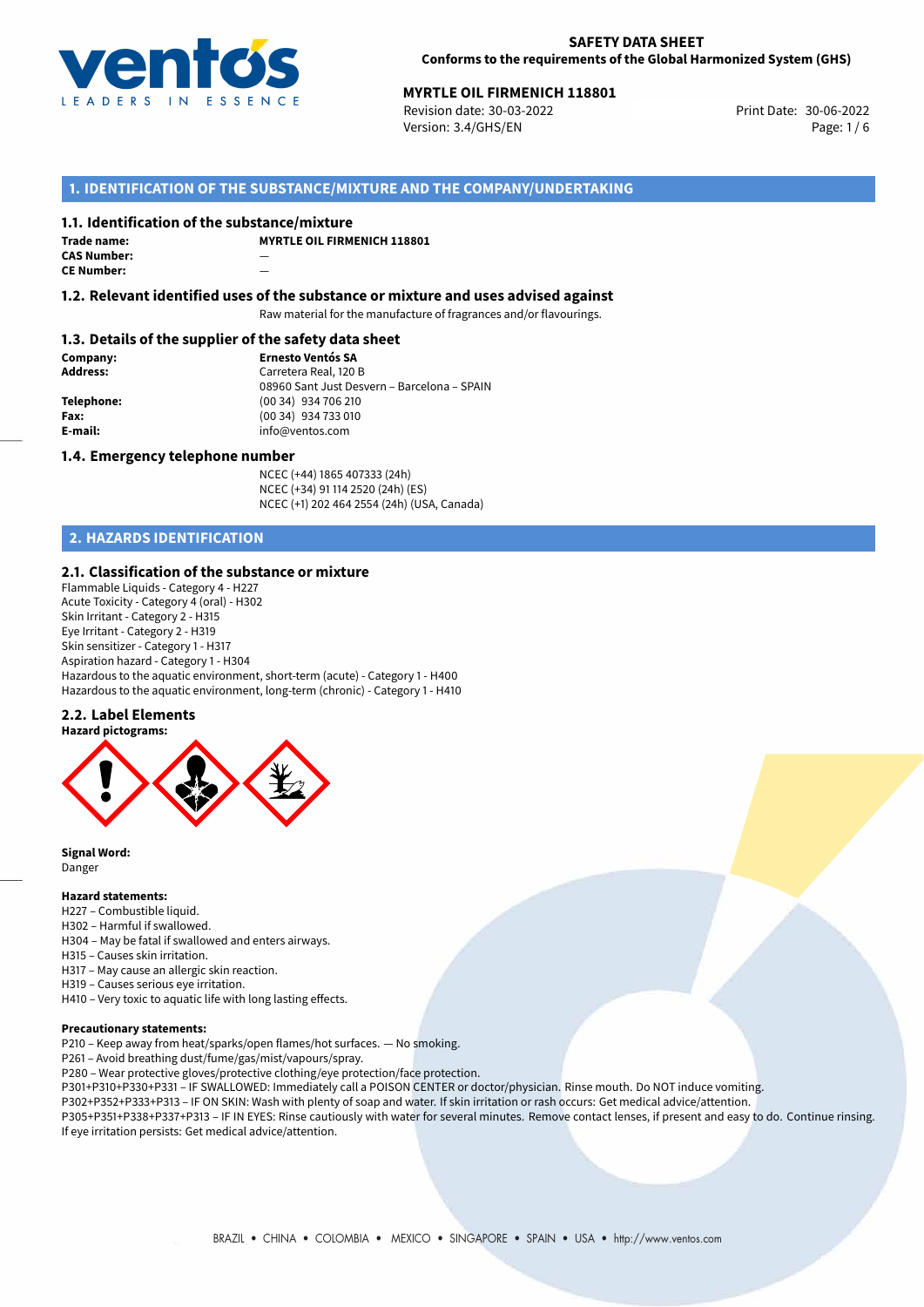**SAFETY DATA SHEET**
**Conforms to the requirements of the Global Harmonized System (GHS)**

**MYRTLE OIL FIRMENICH 118801**
Revision date: 30-03-2022
Version: 3.4/GHS/EN
Print Date: 30-06-2022

## 1. IDENTIFICATION OF THE SUBSTANCE/MIXTURE AND THE COMPANY/UNDERTAKING

### 1.1. Identification of the substance/mixture

**Trade name:** **MYRTLE OIL FIRMENICH 118801**
**CAS Number:** —
**CE Number:** —

### 1.2. Relevant identified uses of the substance or mixture and uses advised against

Raw material for the manufacture of fragrances and/or flavourings.

### 1.3. Details of the supplier of the safety data sheet

**Company:** **Ernesto Ventós SA**
**Address:** Carretera Real, 120 B
08960 Sant Just Desvern – Barcelona – SPAIN
**Telephone:** (00 34) 934 706 210
**Fax:** (00 34) 934 733 010
**E-mail:** info@ventos.com

### 1.4. Emergency telephone number

NCEC (+44) 1865 407333 (24h)
NCEC (+34) 91 114 2520 (24h) (ES)
NCEC (+1) 202 464 2554 (24h) (USA, Canada)

## 2. HAZARDS IDENTIFICATION

### 2.1. Classification of the substance or mixture

Flammable Liquids - Category 4 - H227
Acute Toxicity - Category 4 (oral) - H302
Skin Irritant - Category 2 - H315
Eye Irritant - Category 2 - H319
Skin sensitizer - Category 1 - H317
Aspiration hazard - Category 1 - H304
Hazardous to the aquatic environment, short-term (acute) - Category 1 - H400
Hazardous to the aquatic environment, long-term (chronic) - Category 1 - H410

### 2.2. Label Elements

**Hazard pictograms:**

**Signal Word:**
Danger

**Hazard statements:**
H227 – Combustible liquid.
H302 – Harmful if swallowed.
H304 – May be fatal if swallowed and enters airways.
H315 – Causes skin irritation.
H317 – May cause an allergic skin reaction.
H319 – Causes serious eye irritation.
H410 – Very toxic to aquatic life with long lasting effects.

**Precautionary statements:**
P210 – Keep away from heat/sparks/open flames/hot surfaces. — No smoking.
P261 – Avoid breathing dust/fume/gas/mist/vapours/spray.
P280 – Wear protective gloves/protective clothing/eye protection/face protection.
P301+P310+P330+P331 – IF SWALLOWED: Immediately call a POISON CENTER or doctor/physician. Rinse mouth. Do NOT induce vomiting.
P302+P352+P333+P313 – IF ON SKIN: Wash with plenty of soap and water. If skin irritation or rash occurs: Get medical advice/attention.
P305+P351+P338+P337+P313 – IF IN EYES: Rinse cautiously with water for several minutes. Remove contact lenses, if present and easy to do. Continue rinsing. If eye irritation persists: Get medical advice/attention.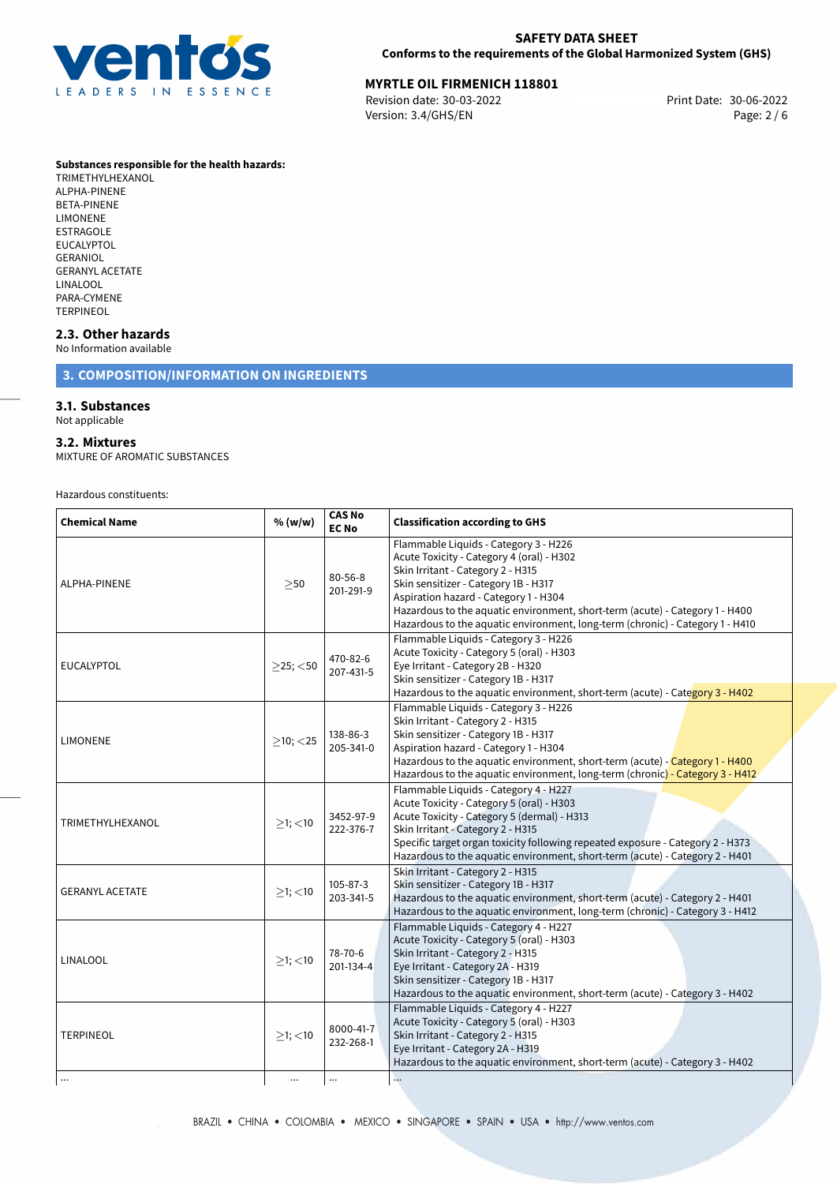**Substances responsible for the health hazards:**
TRIMETHYLHEXANOL
ALPHA-PINENE
BETA-PINENE
LIMONENE
ESTRAGOLE
EUCALYPTOL
GERANIOL
GERANYL ACETATE
LINALOOL
PARA-CYMENE
TERPINEOL

### 2.3. Other hazards

No Information available

## 3. COMPOSITION/INFORMATION ON INGREDIENTS

### 3.1. Substances

Not applicable

### 3.2. Mixtures

MIXTURE OF AROMATIC SUBSTANCES

Hazardous constituents:

| Chemical Name | % (w/w) | CAS No EC No | Classification according to GHS |
|---|---|---|---|
| ALPHA-PINENE | ≥50 | 80-56-8 201-291-9 | Flammable Liquids - Category 3 - H226<br>Acute Toxicity - Category 4 (oral) - H302<br>Skin Irritant - Category 2 - H315<br>Skin sensitizer - Category 1B - H317<br>Aspiration hazard - Category 1 - H304<br>Hazardous to the aquatic environment, short-term (acute) - Category 1 - H400<br>Hazardous to the aquatic environment, long-term (chronic) - Category 1 - H410 |
| EUCALYPTOL | ≥25; <50 | 470-82-6 207-431-5 | Flammable Liquids - Category 3 - H226<br>Acute Toxicity - Category 5 (oral) - H303<br>Eye Irritant - Category 2B - H320<br>Skin sensitizer - Category 1B - H317<br>Hazardous to the aquatic environment, short-term (acute) - Category 3 - H402 |
| LIMONENE | ≥10; <25 | 138-86-3 205-341-0 | Flammable Liquids - Category 3 - H226<br>Skin Irritant - Category 2 - H315<br>Skin sensitizer - Category 1B - H317<br>Aspiration hazard - Category 1 - H304<br>Hazardous to the aquatic environment, short-term (acute) - Category 1 - H400<br>Hazardous to the aquatic environment, long-term (chronic) - Category 3 - H412 |
| TRIMETHYLHEXANOL | ≥1; <10 | 3452-97-9 222-376-7 | Flammable Liquids - Category 4 - H227<br>Acute Toxicity - Category 5 (oral) - H303<br>Acute Toxicity - Category 5 (dermal) - H313<br>Skin Irritant - Category 2 - H315<br>Specific target organ toxicity following repeated exposure - Category 2 - H373<br>Hazardous to the aquatic environment, short-term (acute) - Category 2 - H401 |
| GERANYL ACETATE | ≥1; <10 | 105-87-3 203-341-5 | Skin Irritant - Category 2 - H315<br>Skin sensitizer - Category 1B - H317<br>Hazardous to the aquatic environment, short-term (acute) - Category 2 - H401<br>Hazardous to the aquatic environment, long-term (chronic) - Category 3 - H412 |
| LINALOOL | ≥1; <10 | 78-70-6 201-134-4 | Flammable Liquids - Category 4 - H227<br>Acute Toxicity - Category 5 (oral) - H303<br>Skin Irritant - Category 2 - H315<br>Eye Irritant - Category 2A - H319<br>Skin sensitizer - Category 1B - H317<br>Hazardous to the aquatic environment, short-term (acute) - Category 3 - H402 |
| TERPINEOL | ≥1; <10 | 8000-41-7 232-268-1 | Flammable Liquids - Category 4 - H227<br>Acute Toxicity - Category 5 (oral) - H303<br>Skin Irritant - Category 2 - H315<br>Eye Irritant - Category 2A - H319<br>Hazardous to the aquatic environment, short-term (acute) - Category 3 - H402 |
| ... | ... | ... | ... |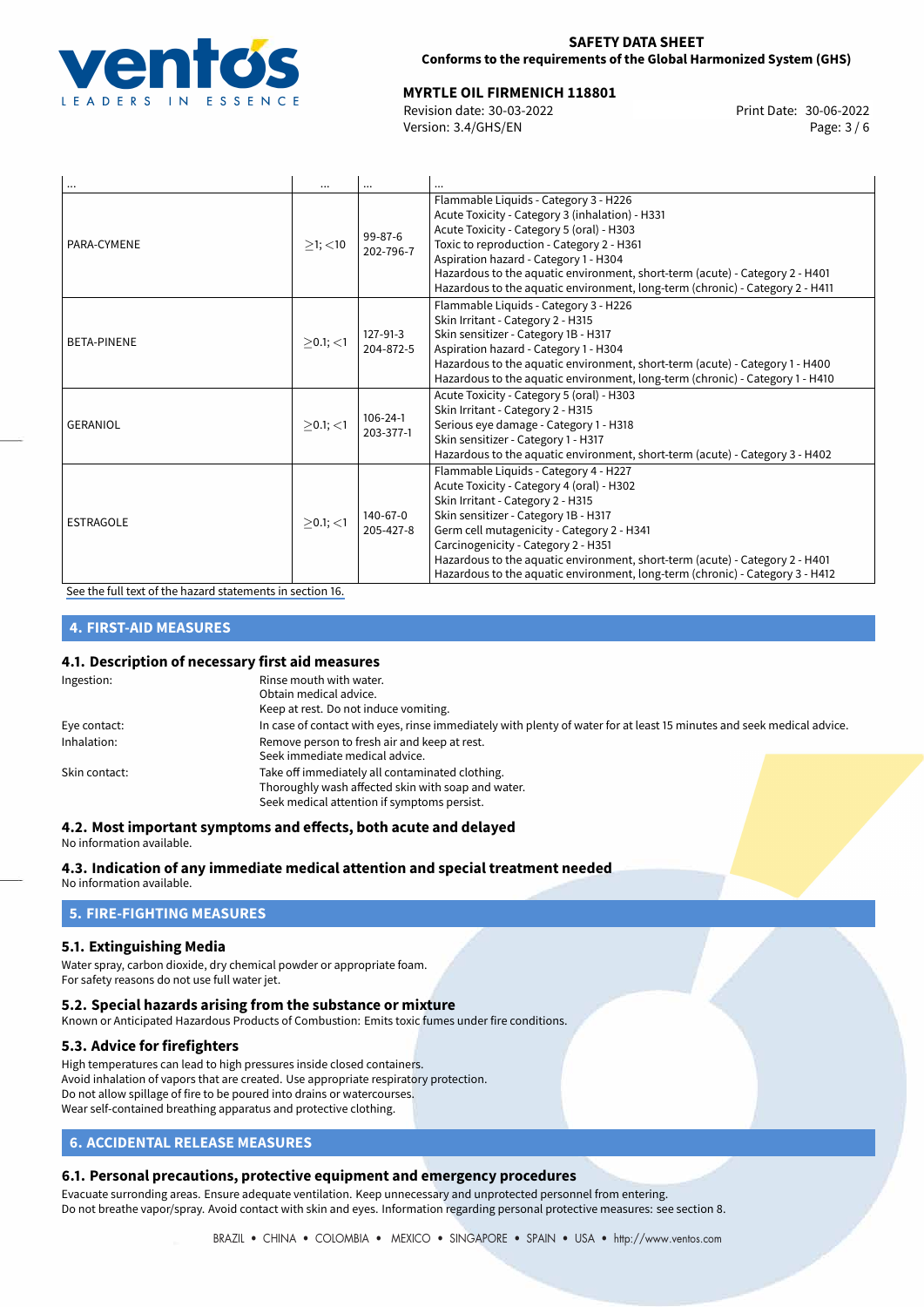| ... | ... | ... | ... |
|---|---|---|---|
| PARA-CYMENE | ≥1; <10 | 99-87-6<br>202-796-7 | Flammable Liquids - Category 3 - H226<br>Acute Toxicity - Category 3 (inhalation) - H331<br>Acute Toxicity - Category 5 (oral) - H303<br>Toxic to reproduction - Category 2 - H361<br>Aspiration hazard - Category 1 - H304<br>Hazardous to the aquatic environment, short-term (acute) - Category 2 - H401<br>Hazardous to the aquatic environment, long-term (chronic) - Category 2 - H411 |
| BETA-PINENE | ≥0.1; <1 | 127-91-3<br>204-872-5 | Flammable Liquids - Category 3 - H226<br>Skin Irritant - Category 2 - H315<br>Skin sensitizer - Category 1B - H317<br>Aspiration hazard - Category 1 - H304<br>Hazardous to the aquatic environment, short-term (acute) - Category 1 - H400<br>Hazardous to the aquatic environment, long-term (chronic) - Category 1 - H410 |
| GERANIOL | ≥0.1; <1 | 106-24-1<br>203-377-1 | Acute Toxicity - Category 5 (oral) - H303<br>Skin Irritant - Category 2 - H315<br>Serious eye damage - Category 1 - H318<br>Skin sensitizer - Category 1 - H317<br>Hazardous to the aquatic environment, short-term (acute) - Category 3 - H402 |
| ESTRAGOLE | ≥0.1; <1 | 140-67-0<br>205-427-8 | Flammable Liquids - Category 4 - H227<br>Acute Toxicity - Category 4 (oral) - H302<br>Skin Irritant - Category 2 - H315<br>Skin sensitizer - Category 1B - H317<br>Germ cell mutagenicity - Category 2 - H341<br>Carcinogenicity - Category 2 - H351<br>Hazardous to the aquatic environment, short-term (acute) - Category 2 - H401<br>Hazardous to the aquatic environment, long-term (chronic) - Category 3 - H412 |

See the full text of the hazard statements in section 16.

## 4. FIRST-AID MEASURES

### 4.1. Description of necessary first aid measures

Ingestion: Rinse mouth with water.
Obtain medical advice.
Keep at rest. Do not induce vomiting.

Eye contact: In case of contact with eyes, rinse immediately with plenty of water for at least 15 minutes and seek medical advice.

Inhalation: Remove person to fresh air and keep at rest.
Seek immediate medical advice.

Skin contact: Take off immediately all contaminated clothing.
Thoroughly wash affected skin with soap and water.
Seek medical attention if symptoms persist.

### 4.2. Most important symptoms and effects, both acute and delayed

No information available.

### 4.3. Indication of any immediate medical attention and special treatment needed

No information available.

## 5. FIRE-FIGHTING MEASURES

### 5.1. Extinguishing Media

Water spray, carbon dioxide, dry chemical powder or appropriate foam.
For safety reasons do not use full water jet.

### 5.2. Special hazards arising from the substance or mixture

Known or Anticipated Hazardous Products of Combustion: Emits toxic fumes under fire conditions.

### 5.3. Advice for firefighters

High temperatures can lead to high pressures inside closed containers.
Avoid inhalation of vapors that are created. Use appropriate respiratory protection.
Do not allow spillage of fire to be poured into drains or watercourses.
Wear self-contained breathing apparatus and protective clothing.

## 6. ACCIDENTAL RELEASE MEASURES

### 6.1. Personal precautions, protective equipment and emergency procedures

Evacuate surrounding areas. Ensure adequate ventilation. Keep unnecessary and unprotected personnel from entering.
Do not breathe vapor/spray. Avoid contact with skin and eyes. Information regarding personal protective measures: see section 8.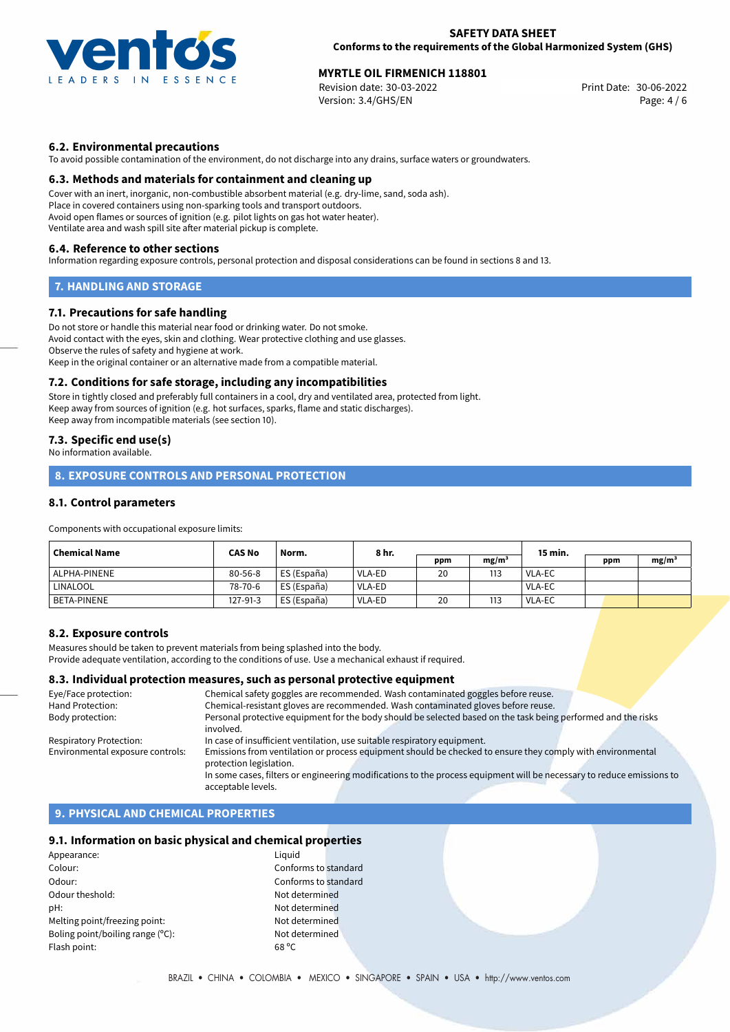### 6.2. Environmental precautions

To avoid possible contamination of the environment, do not discharge into any drains, surface waters or groundwaters.

### 6.3. Methods and materials for containment and cleaning up

Cover with an inert, inorganic, non-combustible absorbent material (e.g. dry-lime, sand, soda ash).
Place in covered containers using non-sparking tools and transport outdoors.
Avoid open flames or sources of ignition (e.g. pilot lights on gas hot water heater).
Ventilate area and wash spill site after material pickup is complete.

### 6.4. Reference to other sections

Information regarding exposure controls, personal protection and disposal considerations can be found in sections 8 and 13.

## 7. HANDLING AND STORAGE

### 7.1. Precautions for safe handling

Do not store or handle this material near food or drinking water. Do not smoke.
Avoid contact with the eyes, skin and clothing. Wear protective clothing and use glasses.
Observe the rules of safety and hygiene at work.
Keep in the original container or an alternative made from a compatible material.

### 7.2. Conditions for safe storage, including any incompatibilities

Store in tightly closed and preferably full containers in a cool, dry and ventilated area, protected from light.
Keep away from sources of ignition (e.g. hot surfaces, sparks, flame and static discharges).
Keep away from incompatible materials (see section 10).

### 7.3. Specific end use(s)

No information available.

## 8. EXPOSURE CONTROLS AND PERSONAL PROTECTION

### 8.1. Control parameters

Components with occupational exposure limits:

| Chemical Name | CAS No | Norm. | 8 hr. | | | 15 min. | | |
|---|---|---|---|---|---|---|---|---|
| | | | | ppm | mg/m³ | | ppm | mg/m³ |
| ALPHA-PINENE | 80-56-8 | ES (España) | VLA-ED | 20 | 113 | VLA-EC | | |
| LINALOOL | 78-70-6 | ES (España) | VLA-ED | | | VLA-EC | | |
| BETA-PINENE | 127-91-3 | ES (España) | VLA-ED | 20 | 113 | VLA-EC | | |

### 8.2. Exposure controls

Measures should be taken to prevent materials from being splashed into the body.
Provide adequate ventilation, according to the conditions of use. Use a mechanical exhaust if required.

### 8.3. Individual protection measures, such as personal protective equipment

| | |
|---|---|
| Eye/Face protection: | Chemical safety goggles are recommended. Wash contaminated goggles before reuse. |
| Hand Protection: | Chemical-resistant gloves are recommended. Wash contaminated gloves before reuse. |
| Body protection: | Personal protective equipment for the body should be selected based on the task being performed and the risks involved. |
| Respiratory Protection: | In case of insufficient ventilation, use suitable respiratory equipment. |
| Environmental exposure controls: | Emissions from ventilation or process equipment should be checked to ensure they comply with environmental protection legislation. In some cases, filters or engineering modifications to the process equipment will be necessary to reduce emissions to acceptable levels. |

## 9. PHYSICAL AND CHEMICAL PROPERTIES

### 9.1. Information on basic physical and chemical properties

| | |
|---|---|
| Appearance: | Liquid |
| Colour: | Conforms to standard |
| Odour: | Conforms to standard |
| Odour theshold: | Not determined |
| pH: | Not determined |
| Melting point/freezing point: | Not determined |
| Boling point/boiling range (°C): | Not determined |
| Flash point: | 68 °C |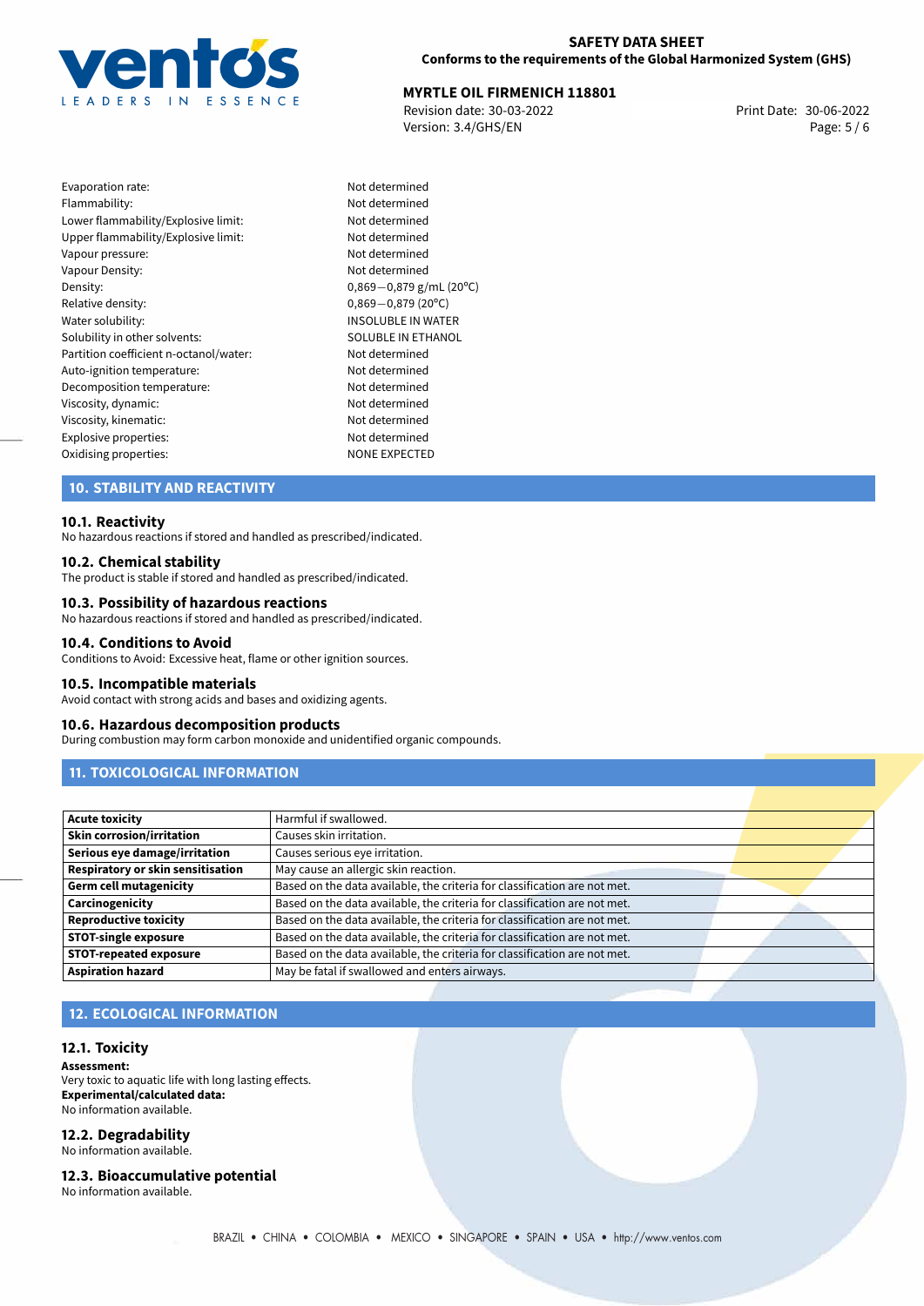| | |
|---|---|
| Evaporation rate: | Not determined |
| Flammability: | Not determined |
| Lower flammability/Explosive limit: | Not determined |
| Upper flammability/Explosive limit: | Not determined |
| Vapour pressure: | Not determined |
| Vapour Density: | Not determined |
| Density: | 0,869—0,879 g/mL (20°C) |
| Relative density: | 0,869—0,879 (20°C) |
| Water solubility: | INSOLUBLE IN WATER |
| Solubility in other solvents: | SOLUBLE IN ETHANOL |
| Partition coefficient n-octanol/water: | Not determined |
| Auto-ignition temperature: | Not determined |
| Decomposition temperature: | Not determined |
| Viscosity, dynamic: | Not determined |
| Viscosity, kinematic: | Not determined |
| Explosive properties: | Not determined |
| Oxidising properties: | NONE EXPECTED |

## 10. STABILITY AND REACTIVITY

### 10.1. Reactivity
No hazardous reactions if stored and handled as prescribed/indicated.

### 10.2. Chemical stability
The product is stable if stored and handled as prescribed/indicated.

### 10.3. Possibility of hazardous reactions
No hazardous reactions if stored and handled as prescribed/indicated.

### 10.4. Conditions to Avoid
Conditions to Avoid: Excessive heat, flame or other ignition sources.

### 10.5. Incompatible materials
Avoid contact with strong acids and bases and oxidizing agents.

### 10.6. Hazardous decomposition products
During combustion may form carbon monoxide and unidentified organic compounds.

## 11. TOXICOLOGICAL INFORMATION

| | |
|---|---|
| **Acute toxicity** | Harmful if swallowed. |
| **Skin corrosion/irritation** | Causes skin irritation. |
| **Serious eye damage/irritation** | Causes serious eye irritation. |
| **Respiratory or skin sensitisation** | May cause an allergic skin reaction. |
| **Germ cell mutagenicity** | Based on the data available, the criteria for classification are not met. |
| **Carcinogenicity** | Based on the data available, the criteria for classification are not met. |
| **Reproductive toxicity** | Based on the data available, the criteria for classification are not met. |
| **STOT-single exposure** | Based on the data available, the criteria for classification are not met. |
| **STOT-repeated exposure** | Based on the data available, the criteria for classification are not met. |
| **Aspiration hazard** | May be fatal if swallowed and enters airways. |

## 12. ECOLOGICAL INFORMATION

### 12.1. Toxicity
**Assessment:**
Very toxic to aquatic life with long lasting effects.
**Experimental/calculated data:**
No information available.

### 12.2. Degradability
No information available.

### 12.3. Bioaccumulative potential
No information available.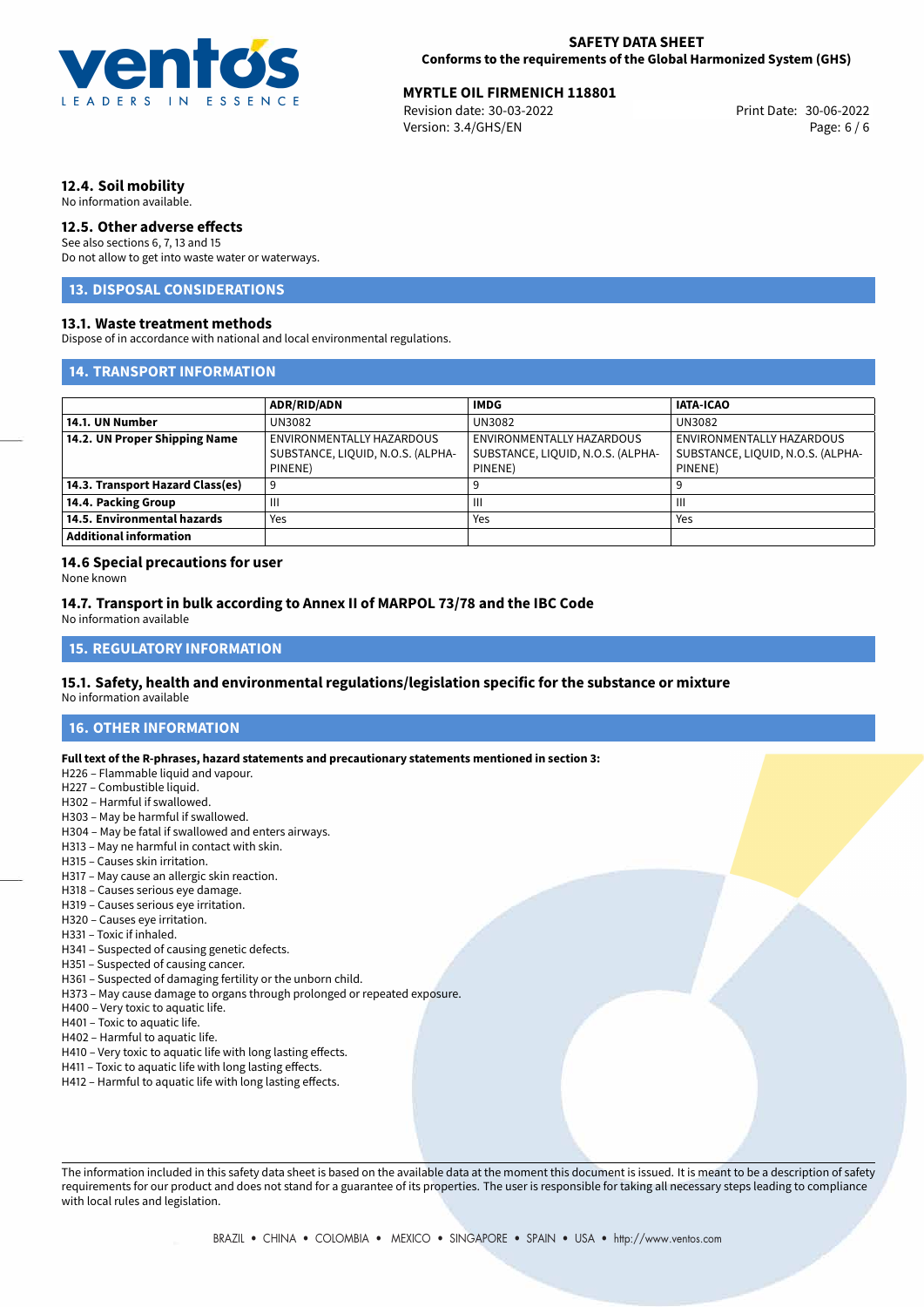### 12.4. Soil mobility

No information available.

### 12.5. Other adverse effects

See also sections 6, 7, 13 and 15

Do not allow to get into waste water or waterways.

## 13. DISPOSAL CONSIDERATIONS

### 13.1. Waste treatment methods

Dispose of in accordance with national and local environmental regulations.

## 14. TRANSPORT INFORMATION

| | ADR/RID/ADN | IMDG | IATA-ICAO |
|---|---|---|---|
| **14.1. UN Number** | UN3082 | UN3082 | UN3082 |
| **14.2. UN Proper Shipping Name** | ENVIRONMENTALLY HAZARDOUS SUBSTANCE, LIQUID, N.O.S. (ALPHA-PINENE) | ENVIRONMENTALLY HAZARDOUS SUBSTANCE, LIQUID, N.O.S. (ALPHA-PINENE) | ENVIRONMENTALLY HAZARDOUS SUBSTANCE, LIQUID, N.O.S. (ALPHA-PINENE) |
| **14.3. Transport Hazard Class(es)** | 9 | 9 | 9 |
| **14.4. Packing Group** | III | III | III |
| **14.5. Environmental hazards** | Yes | Yes | Yes |
| **Additional information** | | | |

### 14.6 Special precautions for user

None known

### 14.7. Transport in bulk according to Annex II of MARPOL 73/78 and the IBC Code

No information available

## 15. REGULATORY INFORMATION

### 15.1. Safety, health and environmental regulations/legislation specific for the substance or mixture

No information available

## 16. OTHER INFORMATION

**Full text of the R-phrases, hazard statements and precautionary statements mentioned in section 3:**

H226 – Flammable liquid and vapour.
H227 – Combustible liquid.
H302 – Harmful if swallowed.
H303 – May be harmful if swallowed.
H304 – May be fatal if swallowed and enters airways.
H313 – May ne harmful in contact with skin.
H315 – Causes skin irritation.
H317 – May cause an allergic skin reaction.
H318 – Causes serious eye damage.
H319 – Causes serious eye irritation.
H320 – Causes eye irritation.
H331 – Toxic if inhaled.
H341 – Suspected of causing genetic defects.
H351 – Suspected of causing cancer.
H361 – Suspected of damaging fertility or the unborn child.
H373 – May cause damage to organs through prolonged or repeated exposure.
H400 – Very toxic to aquatic life.
H401 – Toxic to aquatic life.
H402 – Harmful to aquatic life.
H410 – Very toxic to aquatic life with long lasting effects.
H411 – Toxic to aquatic life with long lasting effects.
H412 – Harmful to aquatic life with long lasting effects.

The information included in this safety data sheet is based on the available data at the moment this document is issued. It is meant to be a description of safety requirements for our product and does not stand for a guarantee of its properties. The user is responsible for taking all necessary steps leading to compliance with local rules and legislation.